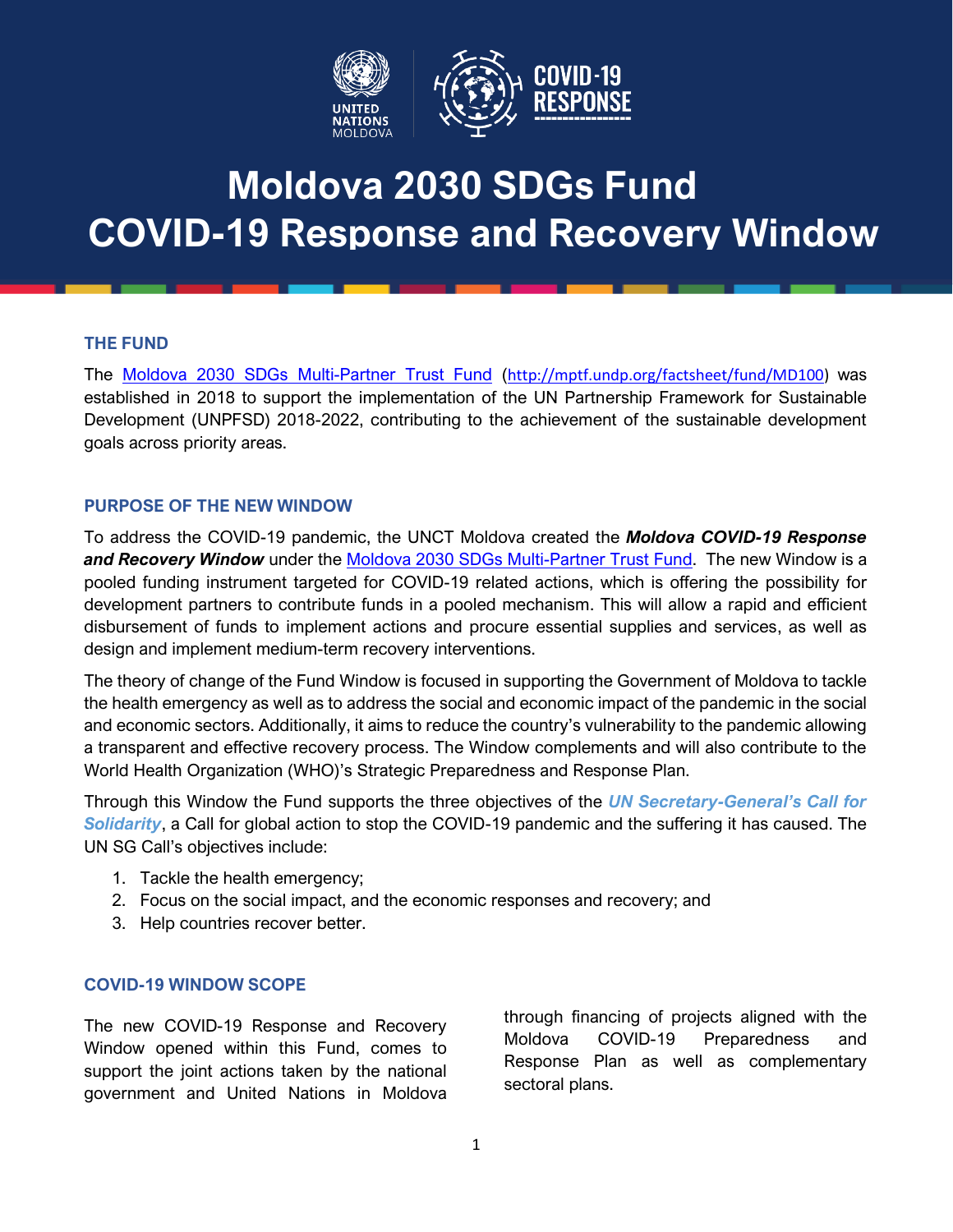# Moldova 2030 SDGs Fund
# COVID-19 Response and Recovery Window

## THE FUND

The [Moldova 2030 SDGs Multi-Partner Trust Fund](http://mptf.undp.org/factsheet/fund/MD100) (http://mptf.undp.org/factsheet/fund/MD100) was established in 2018 to support the implementation of the UN Partnership Framework for Sustainable Development (UNPFSD) 2018-2022, contributing to the achievement of the sustainable development goals across priority areas.

## PURPOSE OF THE NEW WINDOW

To address the COVID-19 pandemic, the UNCT Moldova created the ***Moldova COVID-19 Response and Recovery Window*** under the Moldova 2030 SDGs Multi-Partner Trust Fund. The new Window is a pooled funding instrument targeted for COVID-19 related actions, which is offering the possibility for development partners to contribute funds in a pooled mechanism. This will allow a rapid and efficient disbursement of funds to implement actions and procure essential supplies and services, as well as design and implement medium-term recovery interventions.

The theory of change of the Fund Window is focused in supporting the Government of Moldova to tackle the health emergency as well as to address the social and economic impact of the pandemic in the social and economic sectors. Additionally, it aims to reduce the country's vulnerability to the pandemic allowing a transparent and effective recovery process. The Window complements and will also contribute to the World Health Organization (WHO)'s Strategic Preparedness and Response Plan.

Through this Window the Fund supports the three objectives of the ***UN Secretary-General's Call for Solidarity***, a Call for global action to stop the COVID-19 pandemic and the suffering it has caused. The UN SG Call's objectives include:

1. Tackle the health emergency;
2. Focus on the social impact, and the economic responses and recovery; and
3. Help countries recover better.

## COVID-19 WINDOW SCOPE

The new COVID-19 Response and Recovery Window opened within this Fund, comes to support the joint actions taken by the national government and United Nations in Moldova through financing of projects aligned with the Moldova COVID-19 Preparedness and Response Plan as well as complementary sectoral plans.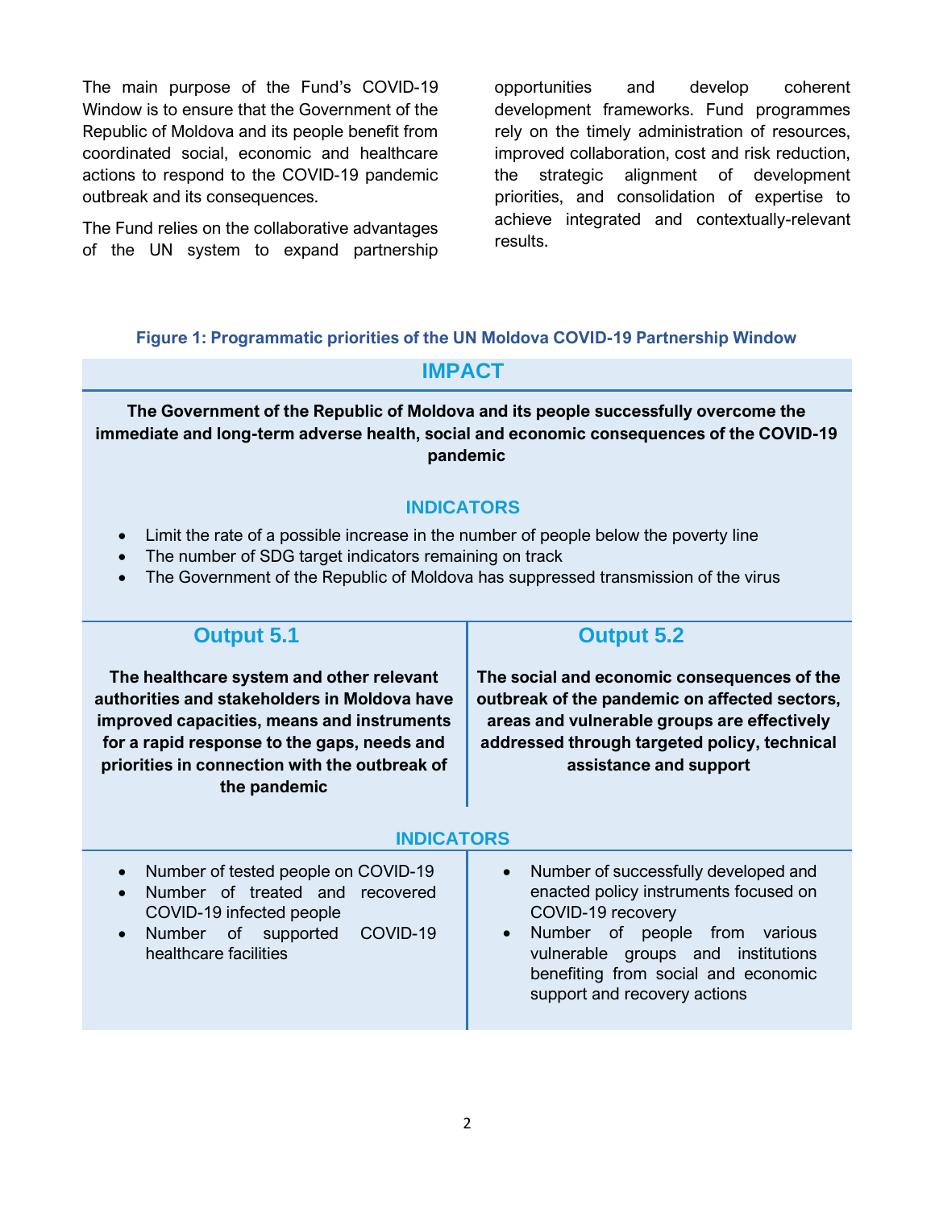The main purpose of the Fund's COVID-19 Window is to ensure that the Government of the Republic of Moldova and its people benefit from coordinated social, economic and healthcare actions to respond to the COVID-19 pandemic outbreak and its consequences.

The Fund relies on the collaborative advantages of the UN system to expand partnership opportunities and develop coherent development frameworks. Fund programmes rely on the timely administration of resources, improved collaboration, cost and risk reduction, the strategic alignment of development priorities, and consolidation of expertise to achieve integrated and contextually-relevant results.

**Figure 1: Programmatic priorities of the UN Moldova COVID-19 Partnership Window**

## IMPACT

**The Government of the Republic of Moldova and its people successfully overcome the immediate and long-term adverse health, social and economic consequences of the COVID-19 pandemic**

### INDICATORS

- Limit the rate of a possible increase in the number of people below the poverty line
- The number of SDG target indicators remaining on track
- The Government of the Republic of Moldova has suppressed transmission of the virus

## Output 5.1

**The healthcare system and other relevant authorities and stakeholders in Moldova have improved capacities, means and instruments for a rapid response to the gaps, needs and priorities in connection with the outbreak of the pandemic**

## Output 5.2

**The social and economic consequences of the outbreak of the pandemic on affected sectors, areas and vulnerable groups are effectively addressed through targeted policy, technical assistance and support**

### INDICATORS

**Output 5.1:**

- Number of tested people on COVID-19
- Number of treated and recovered COVID-19 infected people
- Number of supported COVID-19 healthcare facilities

**Output 5.2:**

- Number of successfully developed and enacted policy instruments focused on COVID-19 recovery
- Number of people from various vulnerable groups and institutions benefiting from social and economic support and recovery actions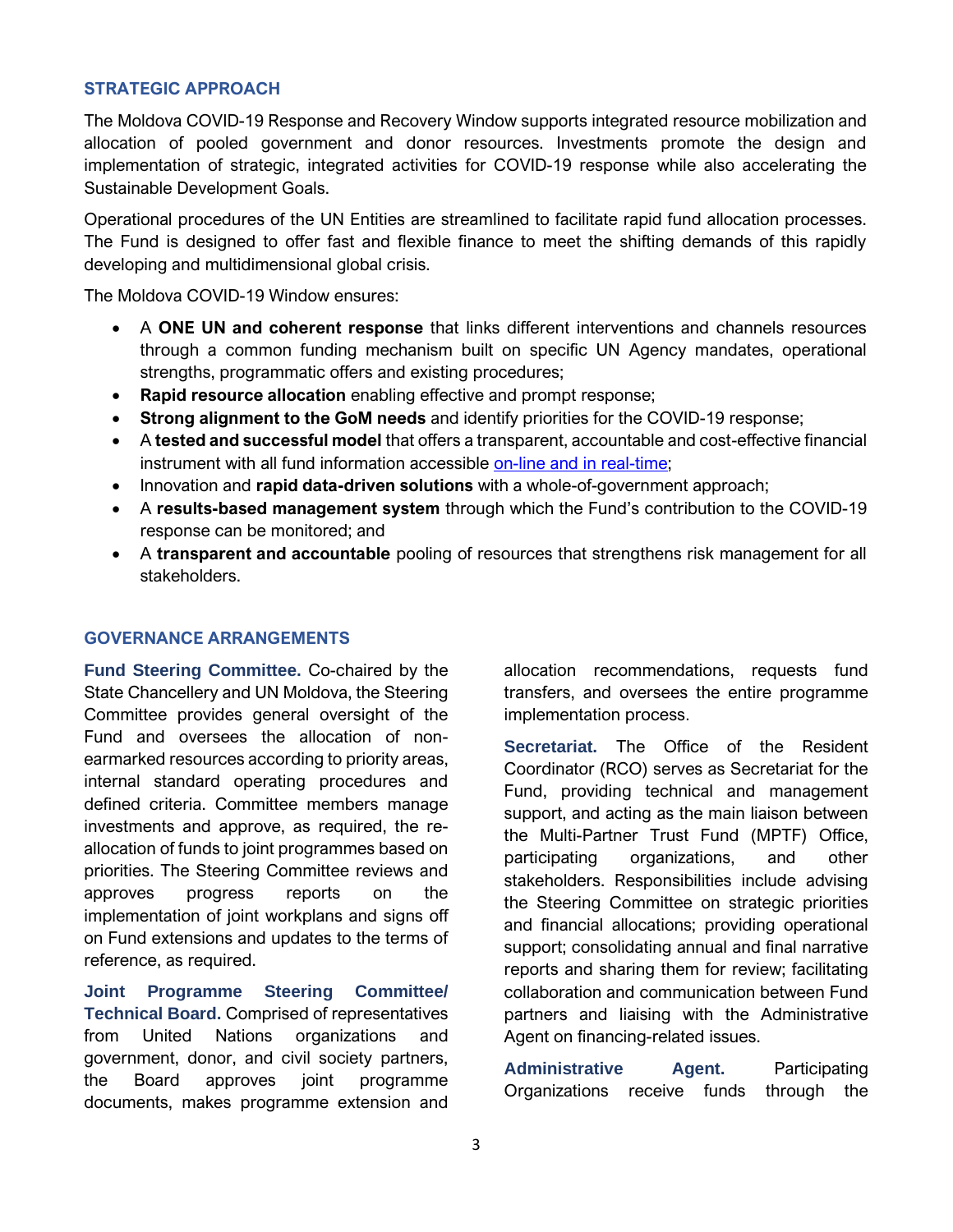## STRATEGIC APPROACH

The Moldova COVID-19 Response and Recovery Window supports integrated resource mobilization and allocation of pooled government and donor resources. Investments promote the design and implementation of strategic, integrated activities for COVID-19 response while also accelerating the Sustainable Development Goals.

Operational procedures of the UN Entities are streamlined to facilitate rapid fund allocation processes. The Fund is designed to offer fast and flexible finance to meet the shifting demands of this rapidly developing and multidimensional global crisis.

The Moldova COVID-19 Window ensures:

- A **ONE UN and coherent response** that links different interventions and channels resources through a common funding mechanism built on specific UN Agency mandates, operational strengths, programmatic offers and existing procedures;
- **Rapid resource allocation** enabling effective and prompt response;
- **Strong alignment to the GoM needs** and identify priorities for the COVID-19 response;
- A **tested and successful model** that offers a transparent, accountable and cost-effective financial instrument with all fund information accessible on-line and in real-time;
- Innovation and **rapid data-driven solutions** with a whole-of-government approach;
- A **results-based management system** through which the Fund's contribution to the COVID-19 response can be monitored; and
- A **transparent and accountable** pooling of resources that strengthens risk management for all stakeholders.

## GOVERNANCE ARRANGEMENTS

**Fund Steering Committee.** Co-chaired by the State Chancellery and UN Moldova, the Steering Committee provides general oversight of the Fund and oversees the allocation of non-earmarked resources according to priority areas, internal standard operating procedures and defined criteria. Committee members manage investments and approve, as required, the re-allocation of funds to joint programmes based on priorities. The Steering Committee reviews and approves progress reports on the implementation of joint workplans and signs off on Fund extensions and updates to the terms of reference, as required.

**Joint Programme Steering Committee/ Technical Board.** Comprised of representatives from United Nations organizations and government, donor, and civil society partners, the Board approves joint programme documents, makes programme extension and allocation recommendations, requests fund transfers, and oversees the entire programme implementation process.

**Secretariat.** The Office of the Resident Coordinator (RCO) serves as Secretariat for the Fund, providing technical and management support, and acting as the main liaison between the Multi-Partner Trust Fund (MPTF) Office, participating organizations, and other stakeholders. Responsibilities include advising the Steering Committee on strategic priorities and financial allocations; providing operational support; consolidating annual and final narrative reports and sharing them for review; facilitating collaboration and communication between Fund partners and liaising with the Administrative Agent on financing-related issues.

**Administrative Agent.** Participating Organizations receive funds through the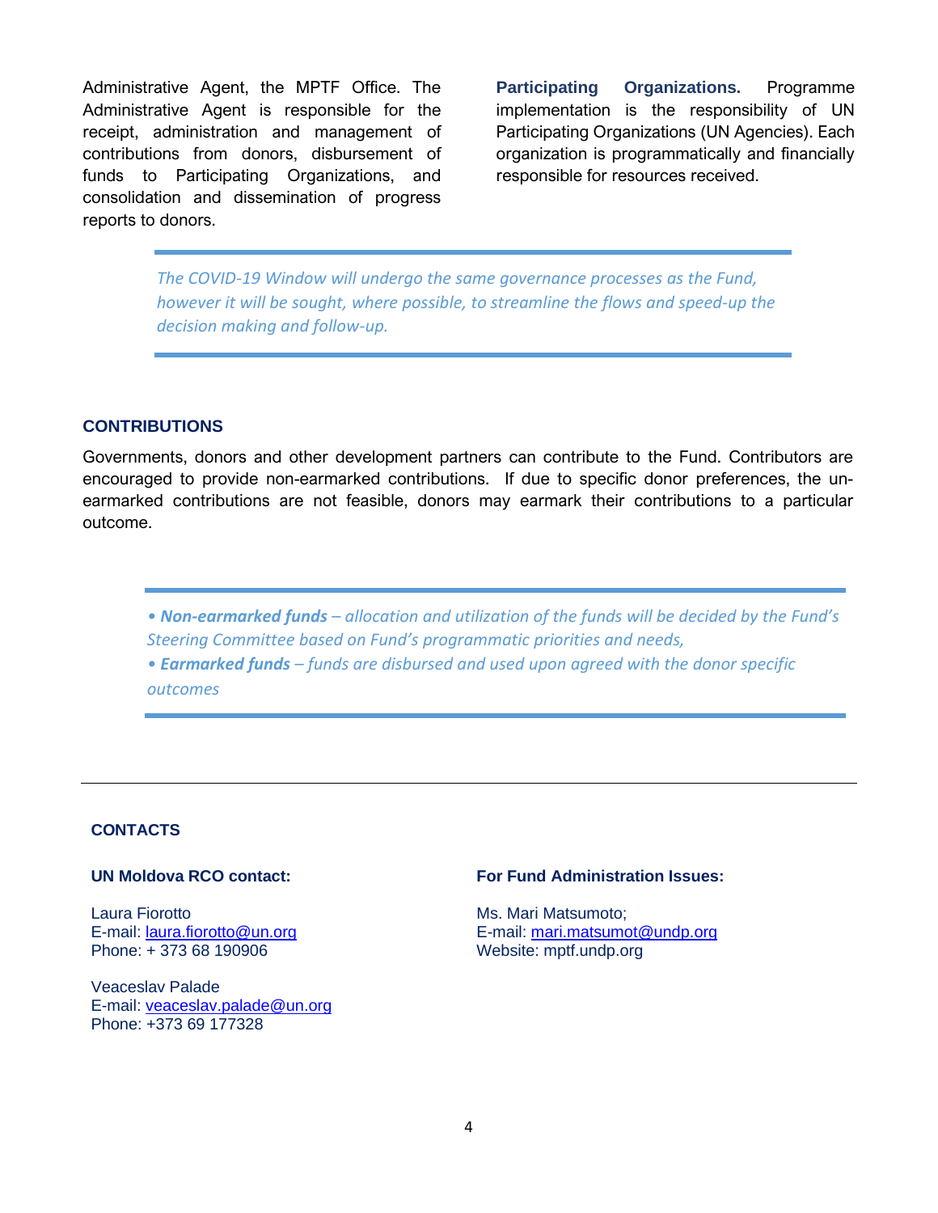Administrative Agent, the MPTF Office. The Administrative Agent is responsible for the receipt, administration and management of contributions from donors, disbursement of funds to Participating Organizations, and consolidation and dissemination of progress reports to donors.

**Participating Organizations.** Programme implementation is the responsibility of UN Participating Organizations (UN Agencies). Each organization is programmatically and financially responsible for resources received.

---

*The COVID-19 Window will undergo the same governance processes as the Fund, however it will be sought, where possible, to streamline the flows and speed-up the decision making and follow-up.*

---

## CONTRIBUTIONS

Governments, donors and other development partners can contribute to the Fund. Contributors are encouraged to provide non-earmarked contributions. If due to specific donor preferences, the un-earmarked contributions are not feasible, donors may earmark their contributions to a particular outcome.

---

- ***Non-earmarked funds*** *– allocation and utilization of the funds will be decided by the Fund's Steering Committee based on Fund's programmatic priorities and needs,*
- ***Earmarked funds*** *– funds are disbursed and used upon agreed with the donor specific outcomes*

---

## CONTACTS

### UN Moldova RCO contact:

Laura Fiorotto  
E-mail: laura.fiorotto@un.org  
Phone: + 373 68 190906

Veaceslav Palade  
E-mail: veaceslav.palade@un.org  
Phone: +373 69 177328

### For Fund Administration Issues:

Ms. Mari Matsumoto;  
E-mail: mari.matsumot@undp.org  
Website: mptf.undp.org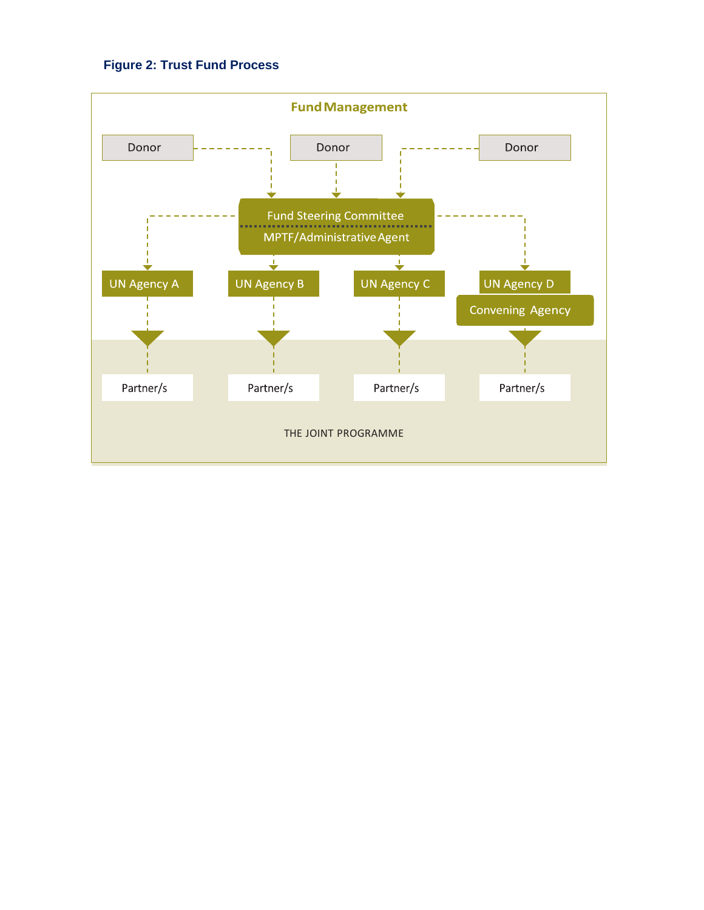**Figure 2: Trust Fund Process**

Fund Management

Donor

Donor

Donor

Fund Steering Committee

MPTF/Administrative Agent

UN Agency A

UN Agency B

UN Agency C

UN Agency D

Convening Agency

Partner/s

Partner/s

Partner/s

Partner/s

THE JOINT PROGRAMME